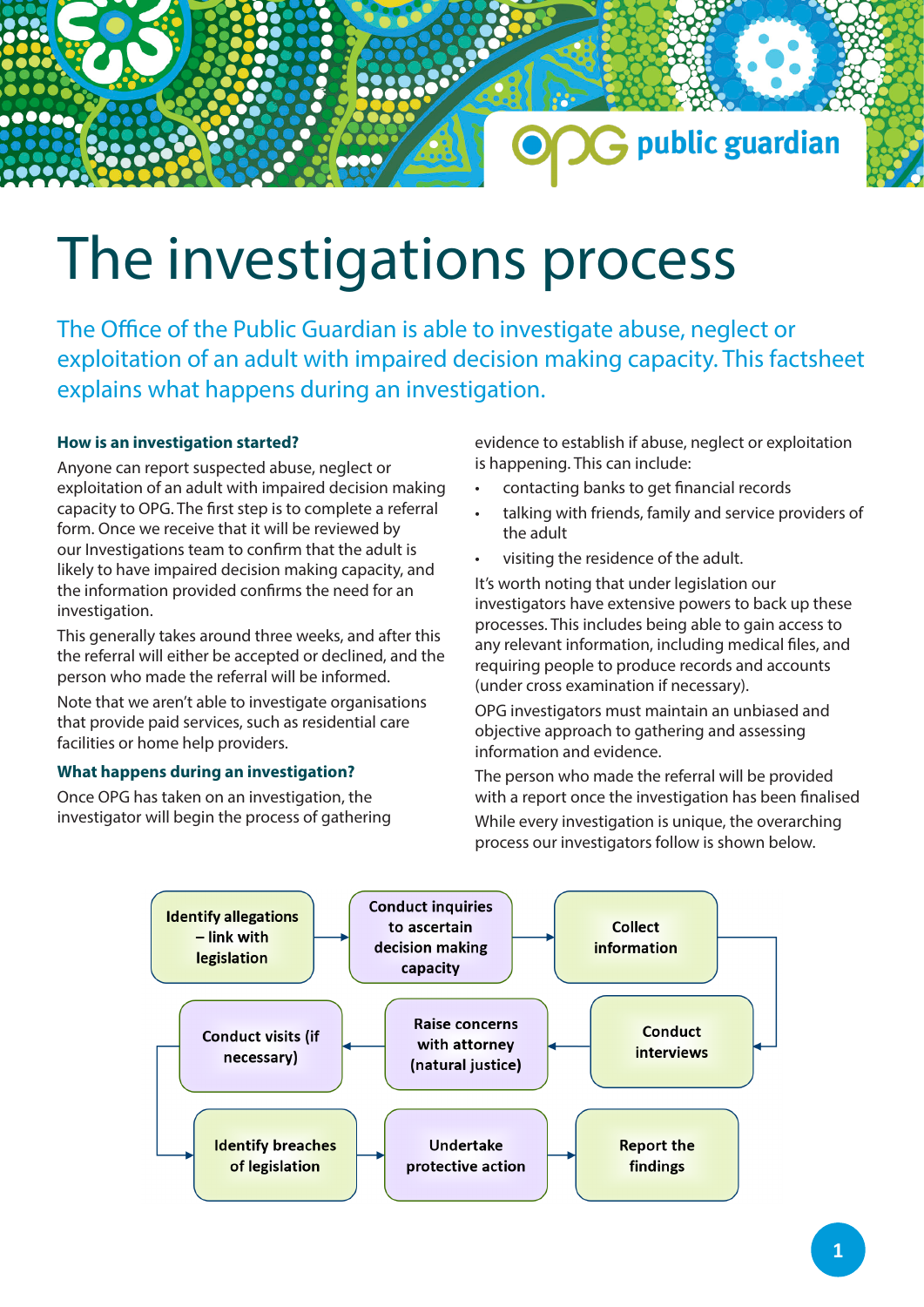# The investigations process

The Office of the Public Guardian is able to investigate abuse, neglect or exploitation of an adult with impaired decision making capacity. This factsheet explains what happens during an investigation.

### How is an investigation started?

Anyone can report suspected abuse, neglect or exploitation of an adult with impaired decision making capacity to OPG. The first step is to complete a referral form. Once we receive that it will be reviewed by our Investigations team to confirm that the adult is likely to have impaired decision making capacity, and the information provided confirms the need for an investigation.

This generally takes around three weeks, and after this the referral will either be accepted or declined, and the person who made the referral will be informed.

Note that we aren't able to investigate organisations that provide paid services, such as residential care facilities or home help providers.

### What happens during an investigation?

Once OPG has taken on an investigation, the investigator will begin the process of gathering evidence to establish if abuse, neglect or exploitation is happening. This can include:

- contacting banks to get financial records
- talking with friends, family and service providers of the adult
- visiting the residence of the adult.

It's worth noting that under legislation our investigators have extensive powers to back up these processes. This includes being able to gain access to any relevant information, including medical files, and requiring people to produce records and accounts (under cross examination if necessary).

OPG investigators must maintain an unbiased and objective approach to gathering and assessing information and evidence.

The person who made the referral will be provided with a report once the investigation has been finalised

While every investigation is unique, the overarching process our investigators follow is shown below.

1. Identify allegations – link with legislation
2. Conduct inquiries to ascertain decision making capacity
3. Collect information
4. Conduct interviews
5. Raise concerns with attorney (natural justice)
6. Conduct visits (if necessary)
7. Identify breaches of legislation
8. Undertake protective action
9. Report the findings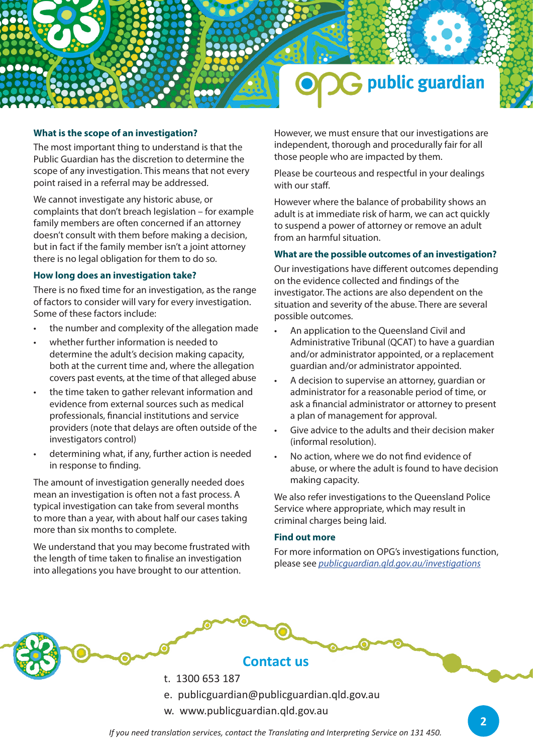### What is the scope of an investigation?

The most important thing to understand is that the Public Guardian has the discretion to determine the scope of any investigation. This means that not every point raised in a referral may be addressed.

We cannot investigate any historic abuse, or complaints that don't breach legislation – for example family members are often concerned if an attorney doesn't consult with them before making a decision, but in fact if the family member isn't a joint attorney there is no legal obligation for them to do so.

### How long does an investigation take?

There is no fixed time for an investigation, as the range of factors to consider will vary for every investigation. Some of these factors include:

- the number and complexity of the allegation made
- whether further information is needed to determine the adult's decision making capacity, both at the current time and, where the allegation covers past events, at the time of that alleged abuse
- the time taken to gather relevant information and evidence from external sources such as medical professionals, financial institutions and service providers (note that delays are often outside of the investigators control)
- determining what, if any, further action is needed in response to finding.

The amount of investigation generally needed does mean an investigation is often not a fast process. A typical investigation can take from several months to more than a year, with about half our cases taking more than six months to complete.

We understand that you may become frustrated with the length of time taken to finalise an investigation into allegations you have brought to our attention.

However, we must ensure that our investigations are independent, thorough and procedurally fair for all those people who are impacted by them.

Please be courteous and respectful in your dealings with our staff.

However where the balance of probability shows an adult is at immediate risk of harm, we can act quickly to suspend a power of attorney or remove an adult from an harmful situation.

### What are the possible outcomes of an investigation?

Our investigations have different outcomes depending on the evidence collected and findings of the investigator. The actions are also dependent on the situation and severity of the abuse. There are several possible outcomes.

- An application to the Queensland Civil and Administrative Tribunal (QCAT) to have a guardian and/or administrator appointed, or a replacement guardian and/or administrator appointed.
- A decision to supervise an attorney, guardian or administrator for a reasonable period of time, or ask a financial administrator or attorney to present a plan of management for approval.
- Give advice to the adults and their decision maker (informal resolution).
- No action, where we do not find evidence of abuse, or where the adult is found to have decision making capacity.

We also refer investigations to the Queensland Police Service where appropriate, which may result in criminal charges being laid.

### Find out more

For more information on OPG's investigations function, please see *publicguardian.qld.gov.au/investigations*

## Contact us

t. 1300 653 187

e. publicguardian@publicguardian.qld.gov.au

w. www.publicguardian.qld.gov.au

*If you need translation services, contact the Translating and Interpreting Service on 131 450.*